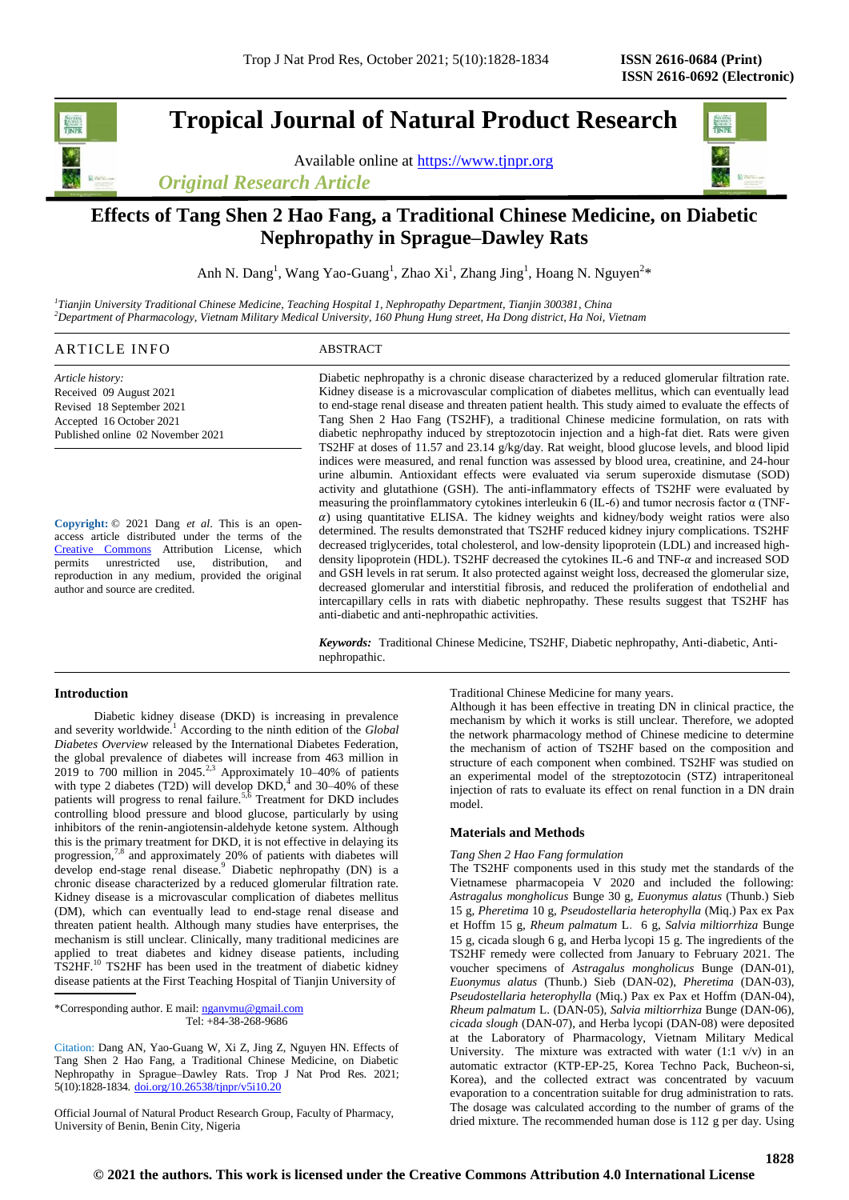# Tropical Journal of Natural Product Research

Available online at https://www.tjnpr.org

*Original Research Article*

## Effects of Tang Shen 2 Hao Fang, a Traditional Chinese Medicine, on Diabetic Nephropathy in Sprague–Dawley Rats

Anh N. Dang[1], Wang Yao-Guang[1], Zhao Xi[1], Zhang Jing[1], Hoang N. Nguyen[2]*

[1]*Tianjin University Traditional Chinese Medicine, Teaching Hospital 1, Nephropathy Department, Tianjin 300381, China*
[2]*Department of Pharmacology, Vietnam Military Medical University, 160 Phung Hung street, Ha Dong district, Ha Noi, Vietnam*

### ARTICLE INFO

*Article history:*
Received 09 August 2021
Revised 18 September 2021
Accepted 16 October 2021
Published online 02 November 2021

**Copyright:** © 2021 Dang *et al*. This is an open-access article distributed under the terms of the Creative Commons Attribution License, which permits unrestricted use, distribution, and reproduction in any medium, provided the original author and source are credited.

### ABSTRACT

Diabetic nephropathy is a chronic disease characterized by a reduced glomerular filtration rate. Kidney disease is a microvascular complication of diabetes mellitus, which can eventually lead to end-stage renal disease and threaten patient health. This study aimed to evaluate the effects of Tang Shen 2 Hao Fang (TS2HF), a traditional Chinese medicine formulation, on rats with diabetic nephropathy induced by streptozotocin injection and a high-fat diet. Rats were given TS2HF at doses of 11.57 and 23.14 g/kg/day. Rat weight, blood glucose levels, and blood lipid indices were measured, and renal function was assessed by blood urea, creatinine, and 24-hour urine albumin. Antioxidant effects were evaluated via serum superoxide dismutase (SOD) activity and glutathione (GSH). The anti-inflammatory effects of TS2HF were evaluated by measuring the proinflammatory cytokines interleukin 6 (IL-6) and tumor necrosis factor α (TNF-*α*) using quantitative ELISA. The kidney weights and kidney/body weight ratios were also determined. The results demonstrated that TS2HF reduced kidney injury complications. TS2HF decreased triglycerides, total cholesterol, and low-density lipoprotein (LDL) and increased high-density lipoprotein (HDL). TS2HF decreased the cytokines IL-6 and TNF-*α* and increased SOD and GSH levels in rat serum. It also protected against weight loss, decreased the glomerular size, decreased glomerular and interstitial fibrosis, and reduced the proliferation of endothelial and intercapillary cells in rats with diabetic nephropathy. These results suggest that TS2HF has anti-diabetic and anti-nephropathic activities.

***Keywords:*** Traditional Chinese Medicine, TS2HF, Diabetic nephropathy, Anti-diabetic, Anti-nephropathic.

## Introduction

Diabetic kidney disease (DKD) is increasing in prevalence and severity worldwide.[1] According to the ninth edition of the *Global Diabetes Overview* released by the International Diabetes Federation, the global prevalence of diabetes will increase from 463 million in 2019 to 700 million in 2045.[2,3] Approximately 10–40% of patients with type 2 diabetes (T2D) will develop DKD,[4] and 30–40% of these patients will progress to renal failure.[5,6] Treatment for DKD includes controlling blood pressure and blood glucose, particularly by using inhibitors of the renin-angiotensin-aldehyde ketone system. Although this is the primary treatment for DKD, it is not effective in delaying its progression,[7,8] and approximately 20% of patients with diabetes will develop end-stage renal disease.[9] Diabetic nephropathy (DN) is a chronic disease characterized by a reduced glomerular filtration rate. Kidney disease is a microvascular complication of diabetes mellitus (DM), which can eventually lead to end-stage renal disease and threaten patient health. Although many studies have enterprises, the mechanism is still unclear. Clinically, many traditional medicines are applied to treat diabetes and kidney disease patients, including TS2HF.[10] TS2HF has been used in the treatment of diabetic kidney disease patients at the First Teaching Hospital of Tianjin University of Traditional Chinese Medicine for many years.

Although it has been effective in treating DN in clinical practice, the mechanism by which it works is still unclear. Therefore, we adopted the network pharmacology method of Chinese medicine to determine the mechanism of action of TS2HF based on the composition and structure of each component when combined. TS2HF was studied on an experimental model of the streptozotocin (STZ) intraperitoneal injection of rats to evaluate its effect on renal function in a DN drain model.

## Materials and Methods

*Tang Shen 2 Hao Fang formulation*

The TS2HF components used in this study met the standards of the Vietnamese pharmacopeia V 2020 and included the following: *Astragalus mongholicus* Bunge 30 g, *Euonymus alatus* (Thunb.) Sieb 15 g, *Pheretima* 10 g, *Pseudostellaria heterophylla* (Miq.) Pax ex Pax et Hoffm 15 g, *Rheum palmatum* L. 6 g, *Salvia miltiorrhiza* Bunge 15 g, cicada slough 6 g, and Herba lycopi 15 g. The ingredients of the TS2HF remedy were collected from January to February 2021. The voucher specimens of *Astragalus mongholicus* Bunge (DAN-01), *Euonymus alatus* (Thunb.) Sieb (DAN-02), *Pheretima* (DAN-03), *Pseudostellaria heterophylla* (Miq.) Pax ex Pax et Hoffm (DAN-04), *Rheum palmatum* L. (DAN-05), *Salvia miltiorrhiza* Bunge (DAN-06), *cicada slough* (DAN-07), and Herba lycopi (DAN-08) were deposited at the Laboratory of Pharmacology, Vietnam Military Medical University. The mixture was extracted with water (1:1 v/v) in an automatic extractor (KTP-EP-25, Korea Techno Pack, Bucheon-si, Korea), and the collected extract was concentrated by vacuum evaporation to a concentration suitable for drug administration to rats. The dosage was calculated according to the number of grams of the dried mixture. The recommended human dose is 112 g per day. Using

---

*Corresponding author. E mail: nganvmu@gmail.com
Tel: +84-38-268-9686

Citation: Dang AN, Yao-Guang W, Xi Z, Jing Z, Nguyen HN. Effects of Tang Shen 2 Hao Fang, a Traditional Chinese Medicine, on Diabetic Nephropathy in Sprague–Dawley Rats. Trop J Nat Prod Res. 2021; 5(10):1828-1834. doi.org/10.26538/tjnpr/v5i10.20

Official Journal of Natural Product Research Group, Faculty of Pharmacy, University of Benin, Benin City, Nigeria

© 2021 the authors. This work is licensed under the Creative Commons Attribution 4.0 International License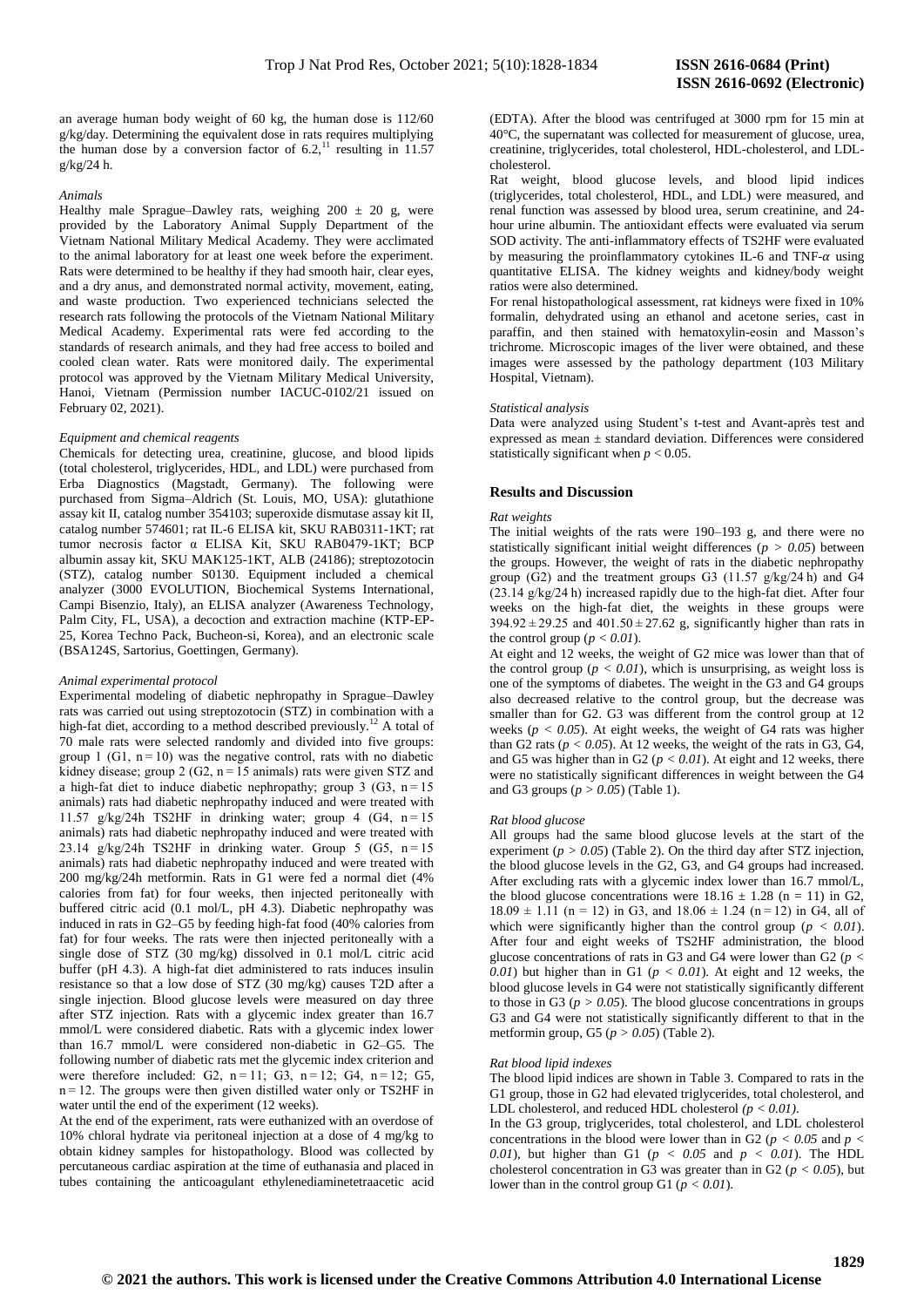an average human body weight of 60 kg, the human dose is 112/60 g/kg/day. Determining the equivalent dose in rats requires multiplying the human dose by a conversion factor of 6.2,[11] resulting in 11.57 g/kg/24 h.

### *Animals*

Healthy male Sprague–Dawley rats, weighing 200 ± 20 g, were provided by the Laboratory Animal Supply Department of the Vietnam National Military Medical Academy. They were acclimated to the animal laboratory for at least one week before the experiment. Rats were determined to be healthy if they had smooth hair, clear eyes, and a dry anus, and demonstrated normal activity, movement, eating, and waste production. Two experienced technicians selected the research rats following the protocols of the Vietnam National Military Medical Academy. Experimental rats were fed according to the standards of research animals, and they had free access to boiled and cooled clean water. Rats were monitored daily. The experimental protocol was approved by the Vietnam Military Medical University, Hanoi, Vietnam (Permission number IACUC-0102/21 issued on February 02, 2021).

### *Equipment and chemical reagents*

Chemicals for detecting urea, creatinine, glucose, and blood lipids (total cholesterol, triglycerides, HDL, and LDL) were purchased from Erba Diagnostics (Magstadt, Germany). The following were purchased from Sigma–Aldrich (St. Louis, MO, USA): glutathione assay kit II, catalog number 354103; superoxide dismutase assay kit II, catalog number 574601; rat IL-6 ELISA kit, SKU RAB0311-1KT; rat tumor necrosis factor α ELISA Kit, SKU RAB0479-1KT; BCP albumin assay kit, SKU MAK125-1KT, ALB (24186); streptozotocin (STZ), catalog number S0130. Equipment included a chemical analyzer (3000 EVOLUTION, Biochemical Systems International, Campi Bisenzio, Italy), an ELISA analyzer (Awareness Technology, Palm City, FL, USA), a decoction and extraction machine (KTP-EP-25, Korea Techno Pack, Bucheon-si, Korea), and an electronic scale (BSA124S, Sartorius, Goettingen, Germany).

### *Animal experimental protocol*

Experimental modeling of diabetic nephropathy in Sprague–Dawley rats was carried out using streptozotocin (STZ) in combination with a high-fat diet, according to a method described previously.[12] A total of 70 male rats were selected randomly and divided into five groups: group 1 (G1, n = 10) was the negative control, rats with no diabetic kidney disease; group 2 (G2, n = 15 animals) rats were given STZ and a high-fat diet to induce diabetic nephropathy; group 3 (G3, n = 15 animals) rats had diabetic nephropathy induced and were treated with 11.57 g/kg/24h TS2HF in drinking water; group 4 (G4, n = 15 animals) rats had diabetic nephropathy induced and were treated with 23.14 g/kg/24h TS2HF in drinking water. Group 5 (G5, n = 15 animals) rats had diabetic nephropathy induced and were treated with 200 mg/kg/24h metformin. Rats in G1 were fed a normal diet (4% calories from fat) for four weeks, then injected peritoneally with buffered citric acid (0.1 mol/L, pH 4.3). Diabetic nephropathy was induced in rats in G2–G5 by feeding high-fat food (40% calories from fat) for four weeks. The rats were then injected peritoneally with a single dose of STZ (30 mg/kg) dissolved in 0.1 mol/L citric acid buffer (pH 4.3). A high-fat diet administered to rats induces insulin resistance so that a low dose of STZ (30 mg/kg) causes T2D after a single injection. Blood glucose levels were measured on day three after STZ injection. Rats with a glycemic index greater than 16.7 mmol/L were considered diabetic. Rats with a glycemic index lower than 16.7 mmol/L were considered non-diabetic in G2–G5. The following number of diabetic rats met the glycemic index criterion and were therefore included: G2, n = 11; G3, n = 12; G4, n = 12; G5, n = 12. The groups were then given distilled water only or TS2HF in water until the end of the experiment (12 weeks).

At the end of the experiment, rats were euthanized with an overdose of 10% chloral hydrate via peritoneal injection at a dose of 4 mg/kg to obtain kidney samples for histopathology. Blood was collected by percutaneous cardiac aspiration at the time of euthanasia and placed in tubes containing the anticoagulant ethylenediaminetetraacetic acid (EDTA). After the blood was centrifuged at 3000 rpm for 15 min at 40°C, the supernatant was collected for measurement of glucose, urea, creatinine, triglycerides, total cholesterol, HDL-cholesterol, and LDL-cholesterol.

Rat weight, blood glucose levels, and blood lipid indices (triglycerides, total cholesterol, HDL, and LDL) were measured, and renal function was assessed by blood urea, serum creatinine, and 24-hour urine albumin. The antioxidant effects were evaluated via serum SOD activity. The anti-inflammatory effects of TS2HF were evaluated by measuring the proinflammatory cytokines IL-6 and TNF-$\alpha$ using quantitative ELISA. The kidney weights and kidney/body weight ratios were also determined.

For renal histopathological assessment, rat kidneys were fixed in 10% formalin, dehydrated using an ethanol and acetone series, cast in paraffin, and then stained with hematoxylin-eosin and Masson's trichrome. Microscopic images of the liver were obtained, and these images were assessed by the pathology department (103 Military Hospital, Vietnam).

### *Statistical analysis*

Data were analyzed using Student's t-test and Avant-après test and expressed as mean ± standard deviation. Differences were considered statistically significant when $p < 0.05$.

## Results and Discussion

### *Rat weights*

The initial weights of the rats were 190–193 g, and there were no statistically significant initial weight differences ($p > 0.05$) between the groups. However, the weight of rats in the diabetic nephropathy group (G2) and the treatment groups G3 (11.57 g/kg/24 h) and G4 (23.14 g/kg/24 h) increased rapidly due to the high-fat diet. After four weeks on the high-fat diet, the weights in these groups were 394.92 ± 29.25 and 401.50 ± 27.62 g, significantly higher than rats in the control group ($p < 0.01$).

At eight and 12 weeks, the weight of G2 mice was lower than that of the control group ($p < 0.01$), which is unsurprising, as weight loss is one of the symptoms of diabetes. The weight in the G3 and G4 groups also decreased relative to the control group, but the decrease was smaller than for G2. G3 was different from the control group at 12 weeks ($p < 0.05$). At eight weeks, the weight of G4 rats was higher than G2 rats ($p < 0.05$). At 12 weeks, the weight of the rats in G3, G4, and G5 was higher than in G2 ($p < 0.01$). At eight and 12 weeks, there were no statistically significant differences in weight between the G4 and G3 groups ($p > 0.05$) (Table 1).

### *Rat blood glucose*

All groups had the same blood glucose levels at the start of the experiment ($p > 0.05$) (Table 2). On the third day after STZ injection, the blood glucose levels in the G2, G3, and G4 groups had increased. After excluding rats with a glycemic index lower than 16.7 mmol/L, the blood glucose concentrations were 18.16 ± 1.28 (n = 11) in G2, 18.09 ± 1.11 (n = 12) in G3, and 18.06 ± 1.24 (n = 12) in G4, all of which were significantly higher than the control group ($p < 0.01$). After four and eight weeks of TS2HF administration, the blood glucose concentrations of rats in G3 and G4 were lower than G2 ($p < 0.01$) but higher than in G1 ($p < 0.01$). At eight and 12 weeks, the blood glucose levels in G4 were not statistically significantly different to those in G3 ($p > 0.05$). The blood glucose concentrations in groups G3 and G4 were not statistically significantly different to that in the metformin group, G5 ($p > 0.05$) (Table 2).

### *Rat blood lipid indexes*

The blood lipid indices are shown in Table 3. Compared to rats in the G1 group, those in G2 had elevated triglycerides, total cholesterol, and LDL cholesterol, and reduced HDL cholesterol ($p < 0.01$).

In the G3 group, triglycerides, total cholesterol, and LDL cholesterol concentrations in the blood were lower than in G2 ($p < 0.05$ and $p < 0.01$), but higher than G1 ($p < 0.05$ and $p < 0.01$). The HDL cholesterol concentration in G3 was greater than in G2 ($p < 0.05$), but lower than in the control group G1 ($p < 0.01$).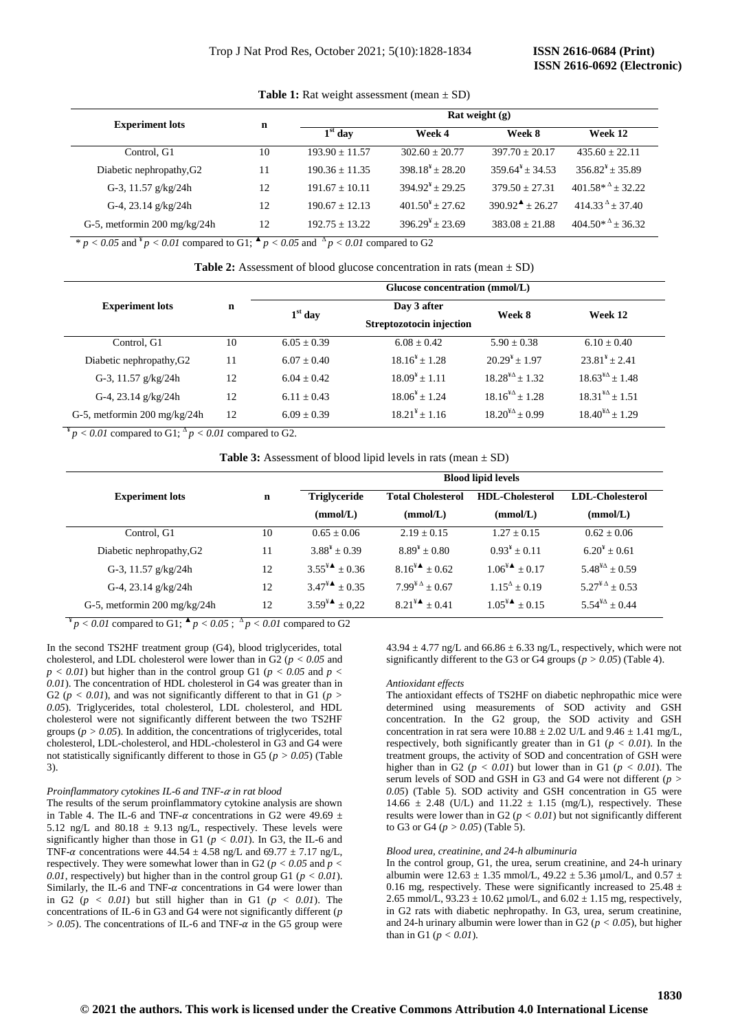**Table 1:** Rat weight assessment (mean ± SD)

| Experiment lots | n | Rat weight (g) | | | |
|---|---|---|---|---|---|
| | | 1[st] day | Week 4 | Week 8 | Week 12 |
| Control, G1 | 10 | 193.90 ± 11.57 | 302.60 ± 20.77 | 397.70 ± 20.17 | 435.60 ± 22.11 |
| Diabetic nephropathy,G2 | 11 | 190.36 ± 11.35 | 398.18[¥] ± 28.20 | 359.64[¥] ± 34.53 | 356.82[¥] ± 35.89 |
| G-3, 11.57 g/kg/24h | 12 | 191.67 ± 10.11 | 394.92[¥] ± 29.25 | 379.50 ± 27.31 | 401.58*[Δ] ± 32.22 |
| G-4, 23.14 g/kg/24h | 12 | 190.67 ± 12.13 | 401.50[¥] ± 27.62 | 390.92[▲] ± 26.27 | 414.33[Δ] ± 37.40 |
| G-5, metformin 200 mg/kg/24h | 12 | 192.75 ± 13.22 | 396.29[¥] ± 23.69 | 383.08 ± 21.88 | 404.50*[Δ] ± 36.32 |

* $p < 0.05$ and [¥] $p < 0.01$ compared to G1; [▲] $p < 0.05$ and [Δ] $p < 0.01$ compared to G2

**Table 2:** Assessment of blood glucose concentration in rats (mean ± SD)

| Experiment lots | n | Glucose concentration (mmol/L) | | | |
|---|---|---|---|---|---|
| | | 1[st] day | Day 3 after Streptozotocin injection | Week 8 | Week 12 |
| Control, G1 | 10 | 6.05 ± 0.39 | 6.08 ± 0.42 | 5.90 ± 0.38 | 6.10 ± 0.40 |
| Diabetic nephropathy,G2 | 11 | 6.07 ± 0.40 | 18.16[¥] ± 1.28 | 20.29[¥] ± 1.97 | 23.81[¥] ± 2.41 |
| G-3, 11.57 g/kg/24h | 12 | 6.04 ± 0.42 | 18.09[¥] ± 1.11 | 18.28[¥Δ] ± 1.32 | 18.63[¥Δ] ± 1.48 |
| G-4, 23.14 g/kg/24h | 12 | 6.11 ± 0.43 | 18.06[¥] ± 1.24 | 18.16[¥Δ] ± 1.28 | 18.31[¥Δ] ± 1.51 |
| G-5, metformin 200 mg/kg/24h | 12 | 6.09 ± 0.39 | 18.21[¥] ± 1.16 | 18.20[¥Δ] ± 0.99 | 18.40[¥Δ] ± 1.29 |

[¥] $p < 0.01$ compared to G1; [Δ] $p < 0.01$ compared to G2.

**Table 3:** Assessment of blood lipid levels in rats (mean ± SD)

| Experiment lots | n | Blood lipid levels | | | |
|---|---|---|---|---|---|
| | | Triglyceride (mmol/L) | Total Cholesterol (mmol/L) | HDL-Cholesterol (mmol/L) | LDL-Cholesterol (mmol/L) |
| Control, G1 | 10 | 0.65 ± 0.06 | 2.19 ± 0.15 | 1.27 ± 0.15 | 0.62 ± 0.06 |
| Diabetic nephropathy,G2 | 11 | 3.88[¥] ± 0.39 | 8.89[¥] ± 0.80 | 0.93[¥] ± 0.11 | 6.20[¥] ± 0.61 |
| G-3, 11.57 g/kg/24h | 12 | 3.55[¥▲] ± 0.36 | 8.16[¥▲] ± 0.62 | 1.06[¥▲] ± 0.17 | 5.48[¥Δ] ± 0.59 |
| G-4, 23.14 g/kg/24h | 12 | 3.47[¥▲] ± 0.35 | 7.99[¥Δ] ± 0.67 | 1.15[Δ] ± 0.19 | 5.27[¥Δ] ± 0.53 |
| G-5, metformin 200 mg/kg/24h | 12 | 3.59[¥▲] ± 0,22 | 8.21[¥▲] ± 0.41 | 1.05[¥▲] ± 0.15 | 5.54[¥Δ] ± 0.44 |

[¥] $p < 0.01$ compared to G1; [▲] $p < 0.05$ ; [Δ] $p < 0.01$ compared to G2

In the second TS2HF treatment group (G4), blood triglycerides, total cholesterol, and LDL cholesterol were lower than in G2 ($p < 0.05$ and $p < 0.01$) but higher than in the control group G1 ($p < 0.05$ and $p < 0.01$). The concentration of HDL cholesterol in G4 was greater than in G2 ($p < 0.01$), and was not significantly different to that in G1 ($p > 0.05$). Triglycerides, total cholesterol, LDL cholesterol, and HDL cholesterol were not significantly different between the two TS2HF groups ($p > 0.05$). In addition, the concentrations of triglycerides, total cholesterol, LDL-cholesterol, and HDL-cholesterol in G3 and G4 were not statistically significantly different to those in G5 ($p > 0.05$) (Table 3).

*Proinflammatory cytokines IL-6 and TNF-$\alpha$ in rat blood*

The results of the serum proinflammatory cytokine analysis are shown in Table 4. The IL-6 and TNF-$\alpha$ concentrations in G2 were 49.69 ± 5.12 ng/L and 80.18 ± 9.13 ng/L, respectively. These levels were significantly higher than those in G1 ($p < 0.01$). In G3, the IL-6 and TNF-$\alpha$ concentrations were 44.54 ± 4.58 ng/L and 69.77 ± 7.17 ng/L, respectively. They were somewhat lower than in G2 ($p < 0.05$ and $p < 0.01$, respectively) but higher than in the control group G1 ($p < 0.01$). Similarly, the IL-6 and TNF-$\alpha$ concentrations in G4 were lower than in G2 ($p < 0.01$) but still higher than in G1 ($p < 0.01$). The concentrations of IL-6 in G3 and G4 were not significantly different ($p > 0.05$). The concentrations of IL-6 and TNF-$\alpha$ in the G5 group were 43.94 ± 4.77 ng/L and 66.86 ± 6.33 ng/L, respectively, which were not significantly different to the G3 or G4 groups ($p > 0.05$) (Table 4).

*Antioxidant effects*

The antioxidant effects of TS2HF on diabetic nephropathic mice were determined using measurements of SOD activity and GSH concentration. In the G2 group, the SOD activity and GSH concentration in rat sera were 10.88 ± 2.02 U/L and 9.46 ± 1.41 mg/L, respectively, both significantly greater than in G1 ($p < 0.01$). In the treatment groups, the activity of SOD and concentration of GSH were higher than in G2 ($p < 0.01$) but lower than in G1 ($p < 0.01$). The serum levels of SOD and GSH in G3 and G4 were not different ($p > 0.05$) (Table 5). SOD activity and GSH concentration in G5 were 14.66 ± 2.48 (U/L) and 11.22 ± 1.15 (mg/L), respectively. These results were lower than in G2 ($p < 0.01$) but not significantly different to G3 or G4 ($p > 0.05$) (Table 5).

*Blood urea, creatinine, and 24-h albuminuria*

In the control group, G1, the urea, serum creatinine, and 24-h urinary albumin were 12.63 ± 1.35 mmol/L, 49.22 ± 5.36 µmol/L, and 0.57 ± 0.16 mg, respectively. These were significantly increased to 25.48 ± 2.65 mmol/L, 93.23 ± 10.62 µmol/L, and 6.02 ± 1.15 mg, respectively, in G2 rats with diabetic nephropathy. In G3, urea, serum creatinine, and 24-h urinary albumin were lower than in G2 ($p < 0.05$), but higher than in G1 ($p < 0.01$).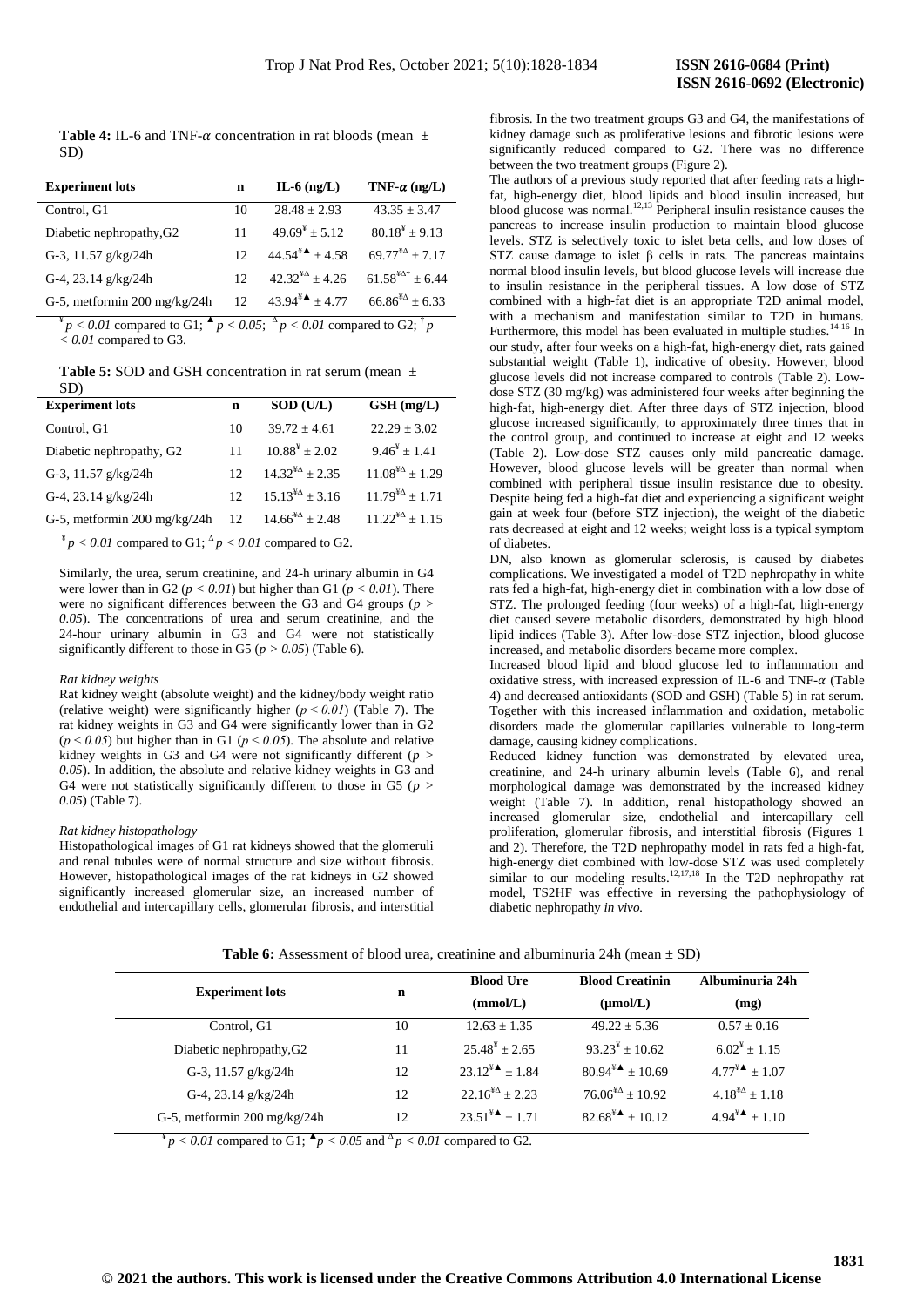**Table 4:** IL-6 and TNF-$\alpha$ concentration in rat bloods (mean ± SD)

| Experiment lots | n | IL-6 (ng/L) | TNF-$\alpha$ (ng/L) |
|---|---|---|---|
| Control, G1 | 10 | 28.48 ± 2.93 | 43.35 ± 3.47 |
| Diabetic nephropathy,G2 | 11 | $49.69^{¥}$ ± 5.12 | $80.18^{¥}$ ± 9.13 |
| G-3, 11.57 g/kg/24h | 12 | $44.54^{¥▲}$ ± 4.58 | $69.77^{¥\Delta}$ ± 7.17 |
| G-4, 23.14 g/kg/24h | 12 | $42.32^{¥\Delta}$ ± 4.26 | $61.58^{¥\Delta\dagger}$ ± 6.44 |
| G-5, metformin 200 mg/kg/24h | 12 | $43.94^{¥▲}$ ± 4.77 | $66.86^{¥\Delta}$ ± 6.33 |

$^{¥}p < 0.01$ compared to G1; $^{▲}p < 0.05$; $^{\Delta}p < 0.01$ compared to G2; $^{\dagger}p < 0.01$ compared to G3.

**Table 5:** SOD and GSH concentration in rat serum (mean ± SD)

| Experiment lots | n | SOD (U/L) | GSH (mg/L) |
|---|---|---|---|
| Control, G1 | 10 | 39.72 ± 4.61 | 22.29 ± 3.02 |
| Diabetic nephropathy, G2 | 11 | $10.88^{¥}$ ± 2.02 | $9.46^{¥}$ ± 1.41 |
| G-3, 11.57 g/kg/24h | 12 | $14.32^{¥\Delta}$ ± 2.35 | $11.08^{¥\Delta}$ ± 1.29 |
| G-4, 23.14 g/kg/24h | 12 | $15.13^{¥\Delta}$ ± 3.16 | $11.79^{¥\Delta}$ ± 1.71 |
| G-5, metformin 200 mg/kg/24h | 12 | $14.66^{¥\Delta}$ ± 2.48 | $11.22^{¥\Delta}$ ± 1.15 |

$^{¥}p < 0.01$ compared to G1; $^{\Delta}p < 0.01$ compared to G2.

Similarly, the urea, serum creatinine, and 24-h urinary albumin in G4 were lower than in G2 ($p < 0.01$) but higher than G1 ($p < 0.01$). There were no significant differences between the G3 and G4 groups ($p > 0.05$). The concentrations of urea and serum creatinine, and the 24-hour urinary albumin in G3 and G4 were not statistically significantly different to those in G5 ($p > 0.05$) (Table 6).

*Rat kidney weights*

Rat kidney weight (absolute weight) and the kidney/body weight ratio (relative weight) were significantly higher ($p < 0.01$) (Table 7). The rat kidney weights in G3 and G4 were significantly lower than in G2 ($p < 0.05$) but higher than in G1 ($p < 0.05$). The absolute and relative kidney weights in G3 and G4 were not significantly different ($p > 0.05$). In addition, the absolute and relative kidney weights in G3 and G4 were not statistically significantly different to those in G5 ($p > 0.05$) (Table 7).

*Rat kidney histopathology*

Histopathological images of G1 rat kidneys showed that the glomeruli and renal tubules were of normal structure and size without fibrosis. However, histopathological images of the rat kidneys in G2 showed significantly increased glomerular size, an increased number of endothelial and intercapillary cells, glomerular fibrosis, and interstitial fibrosis. In the two treatment groups G3 and G4, the manifestations of kidney damage such as proliferative lesions and fibrotic lesions were significantly reduced compared to G2. There was no difference between the two treatment groups (Figure 2).

The authors of a previous study reported that after feeding rats a high-fat, high-energy diet, blood lipids and blood insulin increased, but blood glucose was normal.[12,13] Peripheral insulin resistance causes the pancreas to increase insulin production to maintain blood glucose levels. STZ is selectively toxic to islet beta cells, and low doses of STZ cause damage to islet β cells in rats. The pancreas maintains normal blood insulin levels, but blood glucose levels will increase due to insulin resistance in the peripheral tissues. A low dose of STZ combined with a high-fat diet is an appropriate T2D animal model, with a mechanism and manifestation similar to T2D in humans. Furthermore, this model has been evaluated in multiple studies.[14-16] In our study, after four weeks on a high-fat, high-energy diet, rats gained substantial weight (Table 1), indicative of obesity. However, blood glucose levels did not increase compared to controls (Table 2). Low-dose STZ (30 mg/kg) was administered four weeks after beginning the high-fat, high-energy diet. After three days of STZ injection, blood glucose increased significantly, to approximately three times that in the control group, and continued to increase at eight and 12 weeks (Table 2). Low-dose STZ causes only mild pancreatic damage. However, blood glucose levels will be greater than normal when combined with peripheral tissue insulin resistance due to obesity. Despite being fed a high-fat diet and experiencing a significant weight gain at week four (before STZ injection), the weight of the diabetic rats decreased at eight and 12 weeks; weight loss is a typical symptom of diabetes.

DN, also known as glomerular sclerosis, is caused by diabetes complications. We investigated a model of T2D nephropathy in white rats fed a high-fat, high-energy diet in combination with a low dose of STZ. The prolonged feeding (four weeks) of a high-fat, high-energy diet caused severe metabolic disorders, demonstrated by high blood lipid indices (Table 3). After low-dose STZ injection, blood glucose increased, and metabolic disorders became more complex.

Increased blood lipid and blood glucose led to inflammation and oxidative stress, with increased expression of IL-6 and TNF-$\alpha$ (Table 4) and decreased antioxidants (SOD and GSH) (Table 5) in rat serum. Together with this increased inflammation and oxidation, metabolic disorders made the glomerular capillaries vulnerable to long-term damage, causing kidney complications.

Reduced kidney function was demonstrated by elevated urea, creatinine, and 24-h urinary albumin levels (Table 6), and renal morphological damage was demonstrated by the increased kidney weight (Table 7). In addition, renal histopathology showed an increased glomerular size, endothelial and intercapillary cell proliferation, glomerular fibrosis, and interstitial fibrosis (Figures 1 and 2). Therefore, the T2D nephropathy model in rats fed a high-fat, high-energy diet combined with low-dose STZ was used completely similar to our modeling results.[12,17,18] In the T2D nephropathy rat model, TS2HF was effective in reversing the pathophysiology of diabetic nephropathy *in vivo*.

**Table 6:** Assessment of blood urea, creatinine and albuminuria 24h (mean ± SD)

| Experiment lots | n | Blood Ure (mmol/L) | Blood Creatinin (µmol/L) | Albuminuria 24h (mg) |
|---|---|---|---|---|
| Control, G1 | 10 | 12.63 ± 1.35 | 49.22 ± 5.36 | 0.57 ± 0.16 |
| Diabetic nephropathy,G2 | 11 | $25.48^{¥}$ ± 2.65 | $93.23^{¥}$ ± 10.62 | $6.02^{¥}$ ± 1.15 |
| G-3, 11.57 g/kg/24h | 12 | $23.12^{¥▲}$ ± 1.84 | $80.94^{¥▲}$ ± 10.69 | $4.77^{¥▲}$ ± 1.07 |
| G-4, 23.14 g/kg/24h | 12 | $22.16^{¥\Delta}$ ± 2.23 | $76.06^{¥\Delta}$ ± 10.92 | $4.18^{¥\Delta}$ ± 1.18 |
| G-5, metformin 200 mg/kg/24h | 12 | $23.51^{¥▲}$ ± 1.71 | $82.68^{¥▲}$ ± 10.12 | $4.94^{¥▲}$ ± 1.10 |

$^{¥}p < 0.01$ compared to G1; $^{▲}p < 0.05$ and $^{\Delta}p < 0.01$ compared to G2.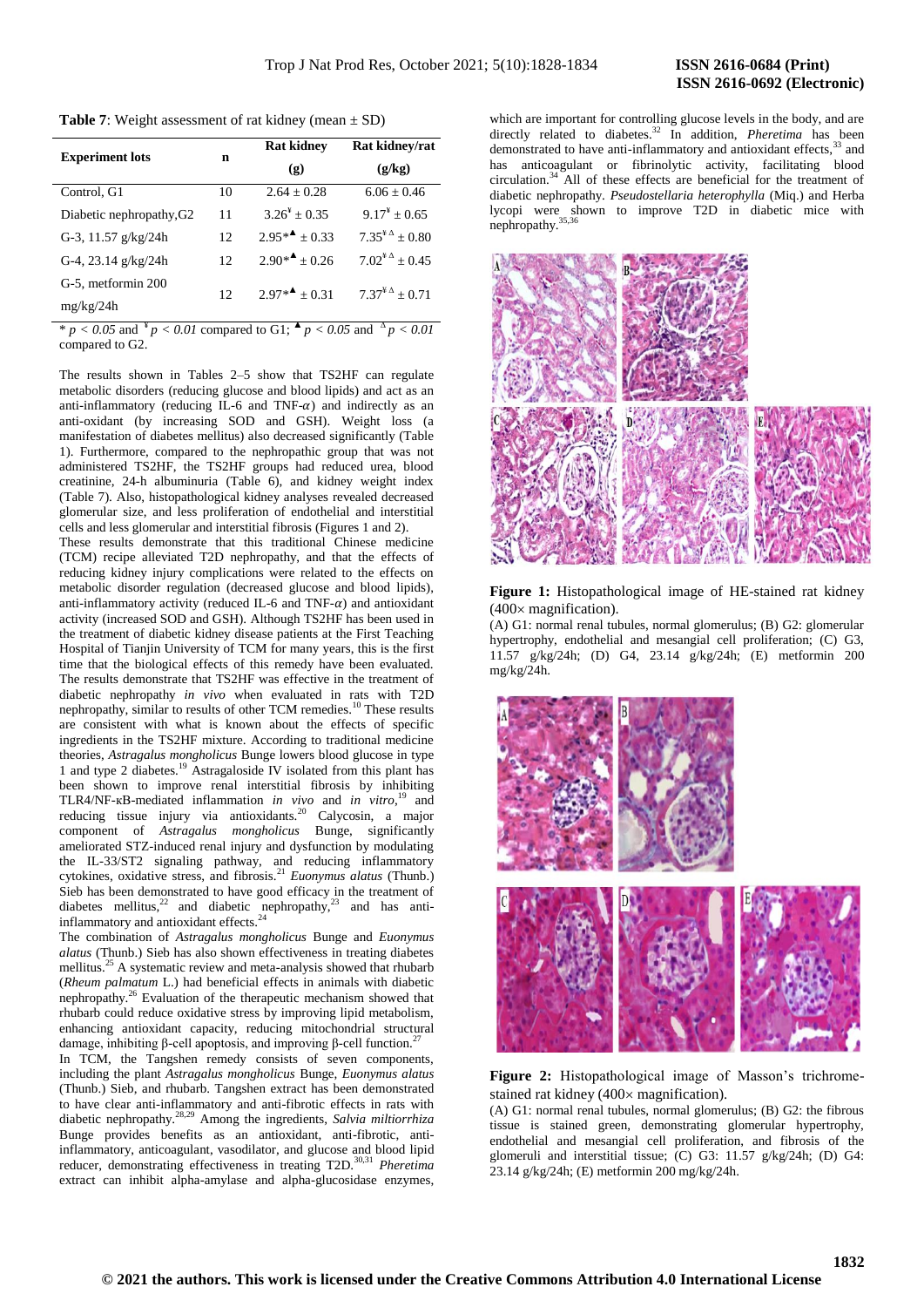**Table 7**: Weight assessment of rat kidney (mean ± SD)

| Experiment lots | n | Rat kidney (g) | Rat kidney/rat (g/kg) |
|---|---|---|---|
| Control, G1 | 10 | 2.64 ± 0.28 | 6.06 ± 0.46 |
| Diabetic nephropathy,G2 | 11 | $3.26^{¥}$ ± 0.35 | $9.17^{¥}$ ± 0.65 |
| G-3, 11.57 g/kg/24h | 12 | $2.95^{*▲}$ ± 0.33 | $7.35^{¥\Delta}$ ± 0.80 |
| G-4, 23.14 g/kg/24h | 12 | $2.90^{*▲}$ ± 0.26 | $7.02^{¥\Delta}$ ± 0.45 |
| G-5, metformin 200 mg/kg/24h | 12 | $2.97^{*▲}$ ± 0.31 | $7.37^{¥\Delta}$ ± 0.71 |

\* $p < 0.05$ and ¥ $p < 0.01$ compared to G1; ▲ $p < 0.05$ and $^{\Delta}$ $p < 0.01$ compared to G2.

The results shown in Tables 2–5 show that TS2HF can regulate metabolic disorders (reducing glucose and blood lipids) and act as an anti-inflammatory (reducing IL-6 and TNF-$\alpha$) and indirectly as an anti-oxidant (by increasing SOD and GSH). Weight loss (a manifestation of diabetes mellitus) also decreased significantly (Table 1). Furthermore, compared to the nephropathic group that was not administered TS2HF, the TS2HF groups had reduced urea, blood creatinine, 24-h albuminuria (Table 6), and kidney weight index (Table 7). Also, histopathological kidney analyses revealed decreased glomerular size, and less proliferation of endothelial and interstitial cells and less glomerular and interstitial fibrosis (Figures 1 and 2).

These results demonstrate that this traditional Chinese medicine (TCM) recipe alleviated T2D nephropathy, and that the effects of reducing kidney injury complications were related to the effects on metabolic disorder regulation (decreased glucose and blood lipids), anti-inflammatory activity (reduced IL-6 and TNF-$\alpha$) and antioxidant activity (increased SOD and GSH). Although TS2HF has been used in the treatment of diabetic kidney disease patients at the First Teaching Hospital of Tianjin University of TCM for many years, this is the first time that the biological effects of this remedy have been evaluated. The results demonstrate that TS2HF was effective in the treatment of diabetic nephropathy *in vivo* when evaluated in rats with T2D nephropathy, similar to results of other TCM remedies.[10] These results are consistent with what is known about the effects of specific ingredients in the TS2HF mixture. According to traditional medicine theories, *Astragalus mongholicus* Bunge lowers blood glucose in type 1 and type 2 diabetes.[19] Astragaloside IV isolated from this plant has been shown to improve renal interstitial fibrosis by inhibiting TLR4/NF-κB-mediated inflammation *in vivo* and *in vitro*,[19] and reducing tissue injury via antioxidants.[20] Calycosin, a major component of *Astragalus mongholicus* Bunge, significantly ameliorated STZ-induced renal injury and dysfunction by modulating the IL-33/ST2 signaling pathway, and reducing inflammatory cytokines, oxidative stress, and fibrosis.[21] *Euonymus alatus* (Thunb.) Sieb has been demonstrated to have good efficacy in the treatment of diabetes mellitus,[22] and diabetic nephropathy,[23] and has anti-inflammatory and antioxidant effects.[24]

The combination of *Astragalus mongholicus* Bunge and *Euonymus alatus* (Thunb.) Sieb has also shown effectiveness in treating diabetes mellitus.[25] A systematic review and meta-analysis showed that rhubarb (*Rheum palmatum* L.) had beneficial effects in animals with diabetic nephropathy.[26] Evaluation of the therapeutic mechanism showed that rhubarb could reduce oxidative stress by improving lipid metabolism, enhancing antioxidant capacity, reducing mitochondrial structural damage, inhibiting β-cell apoptosis, and improving β-cell function.[27]

In TCM, the Tangshen remedy consists of seven components, including the plant *Astragalus mongholicus* Bunge, *Euonymus alatus* (Thunb.) Sieb, and rhubarb. Tangshen extract has been demonstrated to have clear anti-inflammatory and anti-fibrotic effects in rats with diabetic nephropathy.[28,29] Among the ingredients, *Salvia miltiorrhiza* Bunge provides benefits as an antioxidant, anti-fibrotic, anti-inflammatory, anticoagulant, vasodilator, and glucose and blood lipid reducer, demonstrating effectiveness in treating T2D.[30,31] *Pheretima* extract can inhibit alpha-amylase and alpha-glucosidase enzymes, which are important for controlling glucose levels in the body, and are directly related to diabetes.[32] In addition, *Pheretima* has been demonstrated to have anti-inflammatory and antioxidant effects,[33] and has anticoagulant or fibrinolytic activity, facilitating blood circulation.[34] All of these effects are beneficial for the treatment of diabetic nephropathy. *Pseudostellaria heterophylla* (Miq.) and Herba lycopi were shown to improve T2D in diabetic mice with nephropathy.[35,36]

**Figure 1:** Histopathological image of HE-stained rat kidney (400× magnification).
(A) G1: normal renal tubules, normal glomerulus; (B) G2: glomerular hypertrophy, endothelial and mesangial cell proliferation; (C) G3, 11.57 g/kg/24h; (D) G4, 23.14 g/kg/24h; (E) metformin 200 mg/kg/24h.

**Figure 2:** Histopathological image of Masson's trichrome-stained rat kidney (400× magnification).
(A) G1: normal renal tubules, normal glomerulus; (B) G2: the fibrous tissue is stained green, demonstrating glomerular hypertrophy, endothelial and mesangial cell proliferation, and fibrosis of the glomeruli and interstitial tissue; (C) G3: 11.57 g/kg/24h; (D) G4: 23.14 g/kg/24h; (E) metformin 200 mg/kg/24h.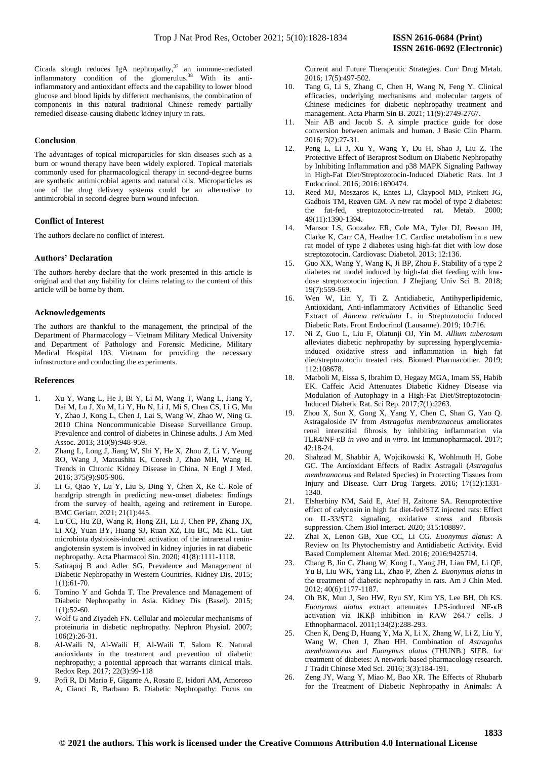Cicada slough reduces IgA nephropathy,[37] an immune-mediated inflammatory condition of the glomerulus.[38] With its anti-inflammatory and antioxidant effects and the capability to lower blood glucose and blood lipids by different mechanisms, the combination of components in this natural traditional Chinese remedy partially remedied disease-causing diabetic kidney injury in rats.

## Conclusion

The advantages of topical microparticles for skin diseases such as a burn or wound therapy have been widely explored. Topical materials commonly used for pharmacological therapy in second-degree burns are synthetic antimicrobial agents and natural oils. Microparticles as one of the drug delivery systems could be an alternative to antimicrobial in second-degree burn wound infection.

## Conflict of Interest

The authors declare no conflict of interest.

## Authors' Declaration

The authors hereby declare that the work presented in this article is original and that any liability for claims relating to the content of this article will be borne by them.

## Acknowledgements

The authors are thankful to the management, the principal of the Department of Pharmacology – Vietnam Military Medical University and Department of Pathology and Forensic Medicine, Military Medical Hospital 103, Vietnam for providing the necessary infrastructure and conducting the experiments.

## References

1. Xu Y, Wang L, He J, Bi Y, Li M, Wang T, Wang L, Jiang Y, Dai M, Lu J, Xu M, Li Y, Hu N, Li J, Mi S, Chen CS, Li G, Mu Y, Zhao J, Kong L, Chen J, Lai S, Wang W, Zhao W, Ning G. 2010 China Noncommunicable Disease Surveillance Group. Prevalence and control of diabetes in Chinese adults. J Am Med Assoc. 2013; 310(9):948-959.
2. Zhang L, Long J, Jiang W, Shi Y, He X, Zhou Z, Li Y, Yeung RO, Wang J, Matsushita K, Coresh J, Zhao MH, Wang H. Trends in Chronic Kidney Disease in China. N Engl J Med. 2016; 375(9):905-906.
3. Li G, Qiao Y, Lu Y, Liu S, Ding Y, Chen X, Ke C. Role of handgrip strength in predicting new-onset diabetes: findings from the survey of health, ageing and retirement in Europe. BMC Geriatr. 2021; 21(1):445.
4. Lu CC, Hu ZB, Wang R, Hong ZH, Lu J, Chen PP, Zhang JX, Li XQ, Yuan BY, Huang SJ, Ruan XZ, Liu BC, Ma KL. Gut microbiota dysbiosis-induced activation of the intrarenal renin-angiotensin system is involved in kidney injuries in rat diabetic nephropathy. Acta Pharmacol Sin. 2020; 41(8):1111-1118.
5. Satirapoj B and Adler SG. Prevalence and Management of Diabetic Nephropathy in Western Countries. Kidney Dis. 2015; 1(1):61-70.
6. Tomino Y and Gohda T. The Prevalence and Management of Diabetic Nephropathy in Asia. Kidney Dis (Basel). 2015; 1(1):52-60.
7. Wolf G and Ziyadeh FN. Cellular and molecular mechanisms of proteinuria in diabetic nephropathy. Nephron Physiol. 2007; 106(2):26-31.
8. Al-Waili N, Al-Waili H, Al-Waili T, Salom K. Natural antioxidants in the treatment and prevention of diabetic nephropathy; a potential approach that warrants clinical trials. Redox Rep. 2017; 22(3):99-118
9. Pofi R, Di Mario F, Gigante A, Rosato E, Isidori AM, Amoroso A, Cianci R, Barbano B. Diabetic Nephropathy: Focus on Current and Future Therapeutic Strategies. Curr Drug Metab. 2016; 17(5):497-502.
10. Tang G, Li S, Zhang C, Chen H, Wang N, Feng Y. Clinical efficacies, underlying mechanisms and molecular targets of Chinese medicines for diabetic nephropathy treatment and management. Acta Pharm Sin B. 2021; 11(9):2749-2767.
11. Nair AB and Jacob S. A simple practice guide for dose conversion between animals and human. J Basic Clin Pharm. 2016; 7(2):27-31.
12. Peng L, Li J, Xu Y, Wang Y, Du H, Shao J, Liu Z. The Protective Effect of Beraprost Sodium on Diabetic Nephropathy by Inhibiting Inflammation and p38 MAPK Signaling Pathway in High-Fat Diet/Streptozotocin-Induced Diabetic Rats. Int J Endocrinol. 2016; 2016:1690474.
13. Reed MJ, Meszaros K, Entes LJ, Claypool MD, Pinkett JG, Gadbois TM, Reaven GM. A new rat model of type 2 diabetes: the fat-fed, streptozotocin-treated rat. Metab. 2000; 49(11):1390-1394.
14. Mansor LS, Gonzalez ER, Cole MA, Tyler DJ, Beeson JH, Clarke K, Carr CA, Heather LC. Cardiac metabolism in a new rat model of type 2 diabetes using high-fat diet with low dose streptozotocin. Cardiovasc Diabetol. 2013; 12:136.
15. Guo XX, Wang Y, Wang K, Ji BP, Zhou F. Stability of a type 2 diabetes rat model induced by high-fat diet feeding with low-dose streptozotocin injection. J Zhejiang Univ Sci B. 2018; 19(7):559-569.
16. Wen W, Lin Y, Ti Z. Antidiabetic, Antihyperlipidemic, Antioxidant, Anti-inflammatory Activities of Ethanolic Seed Extract of *Annona reticulata* L. in Streptozotocin Induced Diabetic Rats. Front Endocrinol (Lausanne). 2019; 10:716.
17. Ni Z, Guo L, Liu F, Olatunji OJ, Yin M. *Allium tuberosum* alleviates diabetic nephropathy by supressing hyperglycemia-induced oxidative stress and inflammation in high fat diet/streptozotocin treated rats. Biomed Pharmacother. 2019; 112:108678.
18. Matboli M, Eissa S, Ibrahim D, Hegazy MGA, Imam SS, Habib EK. Caffeic Acid Attenuates Diabetic Kidney Disease via Modulation of Autophagy in a High-Fat Diet/Streptozotocin-Induced Diabetic Rat. Sci Rep. 2017;7(1):2263.
19. Zhou X, Sun X, Gong X, Yang Y, Chen C, Shan G, Yao Q. Astragaloside IV from *Astragalus membranaceus* ameliorates renal interstitial fibrosis by inhibiting inflammation via TLR4/NF-κB *in vivo* and *in vitro*. Int Immunopharmacol. 2017; 42:18-24.
20. Shahzad M, Shabbir A, Wojcikowski K, Wohlmuth H, Gobe GC. The Antioxidant Effects of Radix Astragali (*Astragalus membranaceus* and Related Species) in Protecting Tissues from Injury and Disease. Curr Drug Targets. 2016; 17(12):1331-1340.
21. Elsherbiny NM, Said E, Atef H, Zaitone SA. Renoprotective effect of calycosin in high fat diet-fed/STZ injected rats: Effect on IL-33/ST2 signaling, oxidative stress and fibrosis suppression. Chem Biol Interact. 2020; 315:108897.
22. Zhai X, Lenon GB, Xue CC, Li CG. *Euonymus alatus*: A Review on Its Phytochemistry and Antidiabetic Activity. Evid Based Complement Alternat Med. 2016; 2016:9425714.
23. Chang B, Jin C, Zhang W, Kong L, Yang JH, Lian FM, Li QF, Yu B, Liu WK, Yang LL, Zhao P, Zhen Z. *Euonymus alatus* in the treatment of diabetic nephropathy in rats. Am J Chin Med. 2012; 40(6):1177-1187.
24. Oh BK, Mun J, Seo HW, Ryu SY, Kim YS, Lee BH, Oh KS. *Euonymus alatus* extract attenuates LPS-induced NF-κB activation via IKKβ inhibition in RAW 264.7 cells. J Ethnopharmacol. 2011;134(2):288-293.
25. Chen K, Deng D, Huang Y, Ma X, Li X, Zhang W, Li Z, Liu Y, Wang W, Chen J, Zhao HH. Combination of *Astragalus membranaceus* and *Euonymus alatus* (THUNB.) SIEB. for treatment of diabetes: A network-based pharmacology research. J Tradit Chinese Med Sci. 2016; 3(3):184-191.
26. Zeng JY, Wang Y, Miao M, Bao XR. The Effects of Rhubarb for the Treatment of Diabetic Nephropathy in Animals: A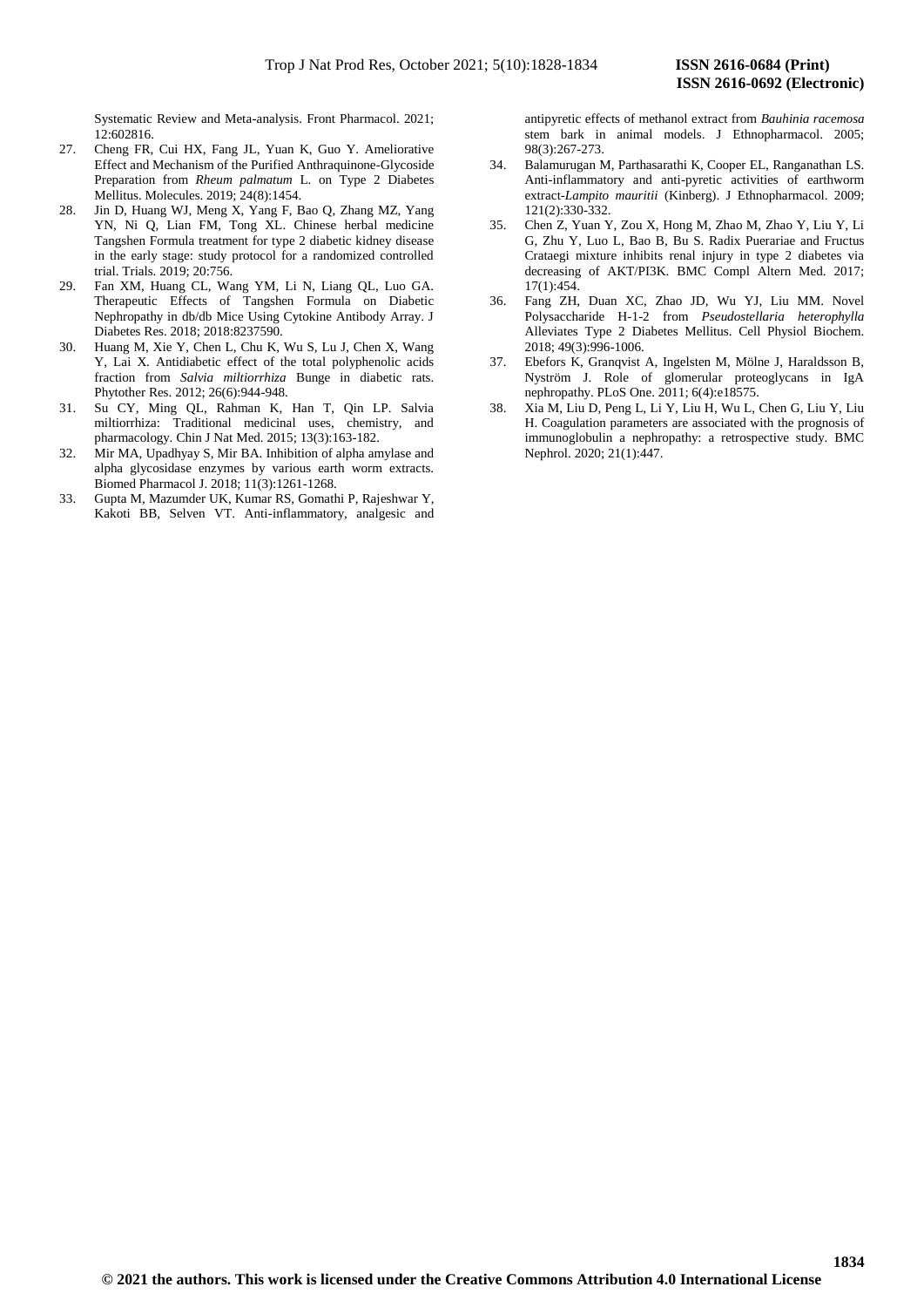Systematic Review and Meta-analysis. Front Pharmacol. 2021; 12:602816.

27. Cheng FR, Cui HX, Fang JL, Yuan K, Guo Y. Ameliorative Effect and Mechanism of the Purified Anthraquinone-Glycoside Preparation from *Rheum palmatum* L. on Type 2 Diabetes Mellitus. Molecules. 2019; 24(8):1454.
28. Jin D, Huang WJ, Meng X, Yang F, Bao Q, Zhang MZ, Yang YN, Ni Q, Lian FM, Tong XL. Chinese herbal medicine Tangshen Formula treatment for type 2 diabetic kidney disease in the early stage: study protocol for a randomized controlled trial. Trials. 2019; 20:756.
29. Fan XM, Huang CL, Wang YM, Li N, Liang QL, Luo GA. Therapeutic Effects of Tangshen Formula on Diabetic Nephropathy in db/db Mice Using Cytokine Antibody Array. J Diabetes Res. 2018; 2018:8237590.
30. Huang M, Xie Y, Chen L, Chu K, Wu S, Lu J, Chen X, Wang Y, Lai X. Antidiabetic effect of the total polyphenolic acids fraction from *Salvia miltiorrhiza* Bunge in diabetic rats. Phytother Res. 2012; 26(6):944-948.
31. Su CY, Ming QL, Rahman K, Han T, Qin LP. Salvia miltiorrhiza: Traditional medicinal uses, chemistry, and pharmacology. Chin J Nat Med. 2015; 13(3):163-182.
32. Mir MA, Upadhyay S, Mir BA. Inhibition of alpha amylase and alpha glycosidase enzymes by various earth worm extracts. Biomed Pharmacol J. 2018; 11(3):1261-1268.
33. Gupta M, Mazumder UK, Kumar RS, Gomathi P, Rajeshwar Y, Kakoti BB, Selven VT. Anti-inflammatory, analgesic and antipyretic effects of methanol extract from *Bauhinia racemosa* stem bark in animal models. J Ethnopharmacol. 2005; 98(3):267-273.
34. Balamurugan M, Parthasarathi K, Cooper EL, Ranganathan LS. Anti-inflammatory and anti-pyretic activities of earthworm extract-*Lampito mauritii* (Kinberg). J Ethnopharmacol. 2009; 121(2):330-332.
35. Chen Z, Yuan Y, Zou X, Hong M, Zhao M, Zhao Y, Liu Y, Li G, Zhu Y, Luo L, Bao B, Bu S. Radix Puerariae and Fructus Crataegi mixture inhibits renal injury in type 2 diabetes via decreasing of AKT/PI3K. BMC Compl Altern Med. 2017; 17(1):454.
36. Fang ZH, Duan XC, Zhao JD, Wu YJ, Liu MM. Novel Polysaccharide H-1-2 from *Pseudostellaria heterophylla* Alleviates Type 2 Diabetes Mellitus. Cell Physiol Biochem. 2018; 49(3):996-1006.
37. Ebefors K, Granqvist A, Ingelsten M, Mölne J, Haraldsson B, Nyström J. Role of glomerular proteoglycans in IgA nephropathy. PLoS One. 2011; 6(4):e18575.
38. Xia M, Liu D, Peng L, Li Y, Liu H, Wu L, Chen G, Liu Y, Liu H. Coagulation parameters are associated with the prognosis of immunoglobulin a nephropathy: a retrospective study. BMC Nephrol. 2020; 21(1):447.

**© 2021 the authors. This work is licensed under the Creative Commons Attribution 4.0 International License**